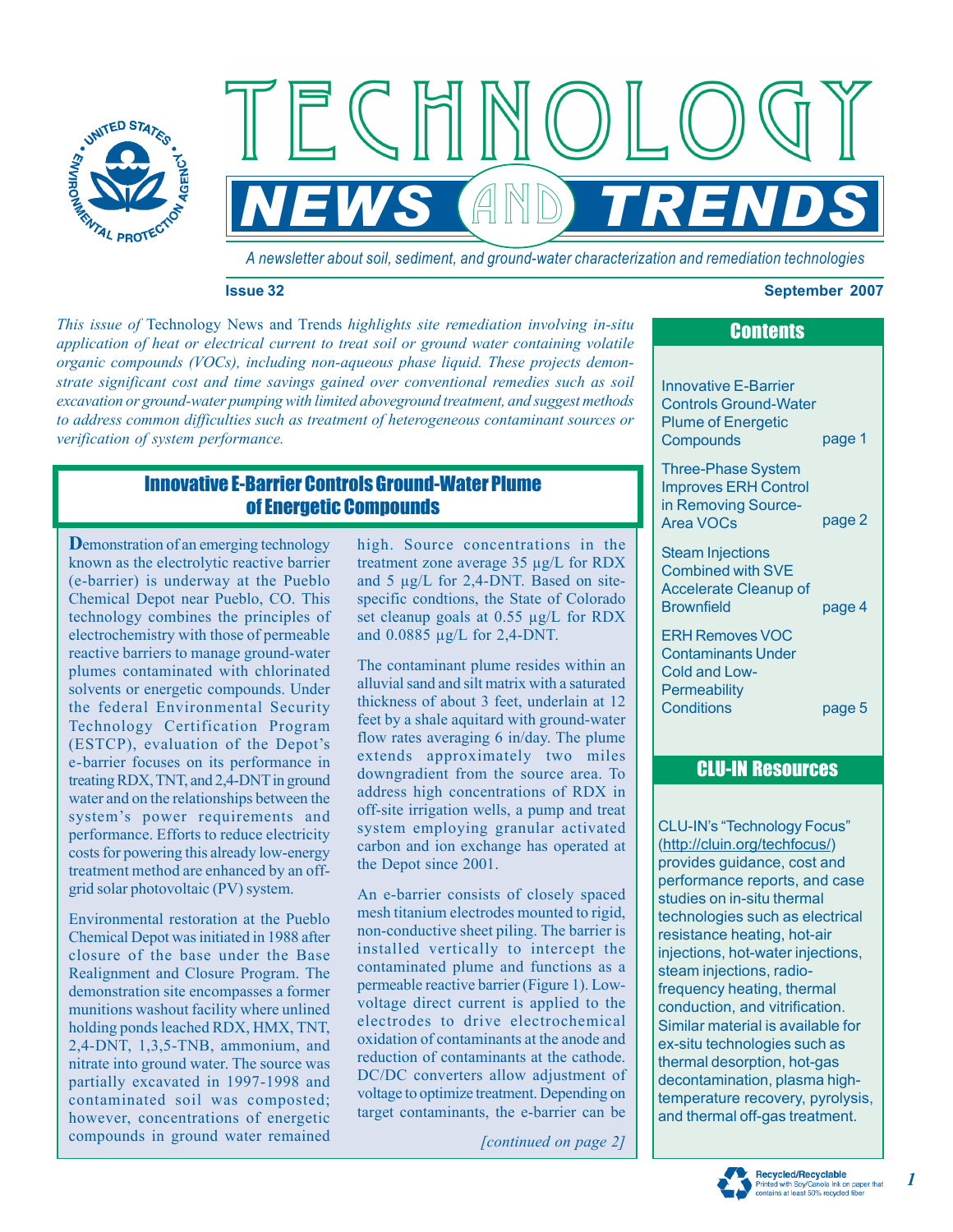# Technology News and Trends

*A newsletter about soil, sediment, and ground-water characterization and remediation technologies*

**Issue 32** **September 2007**

*This issue of* Technology News and Trends *highlights site remediation involving in-situ application of heat or electrical current to treat soil or ground water containing volatile organic compounds (VOCs), including non-aqueous phase liquid. These projects demonstrate significant cost and time savings gained over conventional remedies such as soil excavation or ground-water pumping with limited aboveground treatment, and suggest methods to address common difficulties such as treatment of heterogeneous contaminant sources or verification of system performance.*

## Contents

| | |
|---|---|
| Innovative E-Barrier Controls Ground-Water Plume of Energetic Compounds | page 1 |
| Three-Phase System Improves ERH Control in Removing Source-Area VOCs | page 2 |
| Steam Injections Combined with SVE Accelerate Cleanup of Brownfield | page 4 |
| ERH Removes VOC Contaminants Under Cold and Low-Permeability Conditions | page 5 |

## Innovative E-Barrier Controls Ground-Water Plume of Energetic Compounds

**D**emonstration of an emerging technology known as the electrolytic reactive barrier (e-barrier) is underway at the Pueblo Chemical Depot near Pueblo, CO. This technology combines the principles of electrochemistry with those of permeable reactive barriers to manage ground-water plumes contaminated with chlorinated solvents or energetic compounds. Under the federal Environmental Security Technology Certification Program (ESTCP), evaluation of the Depot's e-barrier focuses on its performance in treating RDX, TNT, and 2,4-DNT in ground water and on the relationships between the system's power requirements and performance. Efforts to reduce electricity costs for powering this already low-energy treatment method are enhanced by an off-grid solar photovoltaic (PV) system.

Environmental restoration at the Pueblo Chemical Depot was initiated in 1988 after closure of the base under the Base Realignment and Closure Program. The demonstration site encompasses a former munitions washout facility where unlined holding ponds leached RDX, HMX, TNT, 2,4-DNT, 1,3,5-TNB, ammonium, and nitrate into ground water. The source was partially excavated in 1997-1998 and contaminated soil was composted; however, concentrations of energetic compounds in ground water remained high. Source concentrations in the treatment zone average 35 µg/L for RDX and 5 µg/L for 2,4-DNT. Based on site-specific condtions, the State of Colorado set cleanup goals at 0.55 µg/L for RDX and 0.0885 µg/L for 2,4-DNT.

The contaminant plume resides within an alluvial sand and silt matrix with a saturated thickness of about 3 feet, underlain at 12 feet by a shale aquitard with ground-water flow rates averaging 6 in/day. The plume extends approximately two miles downgradient from the source area. To address high concentrations of RDX in off-site irrigation wells, a pump and treat system employing granular activated carbon and ion exchange has operated at the Depot since 2001.

An e-barrier consists of closely spaced mesh titanium electrodes mounted to rigid, non-conductive sheet piling. The barrier is installed vertically to intercept the contaminated plume and functions as a permeable reactive barrier (Figure 1). Low-voltage direct current is applied to the electrodes to drive electrochemical oxidation of contaminants at the anode and reduction of contaminants at the cathode. DC/DC converters allow adjustment of voltage to optimize treatment. Depending on target contaminants, the e-barrier can be

*[continued on page 2]*

## CLU-IN Resources

CLU-IN's "Technology Focus" (http://cluin.org/techfocus/) provides guidance, cost and performance reports, and case studies on in-situ thermal technologies such as electrical resistance heating, hot-air injections, hot-water injections, steam injections, radio-frequency heating, thermal conduction, and vitrification. Similar material is available for ex-situ technologies such as thermal desorption, hot-gas decontamination, plasma high-temperature recovery, pyrolysis, and thermal off-gas treatment.

Recycled/Recyclable
Printed with Soy/Canola Ink on paper that contains at least 50% recycled fiber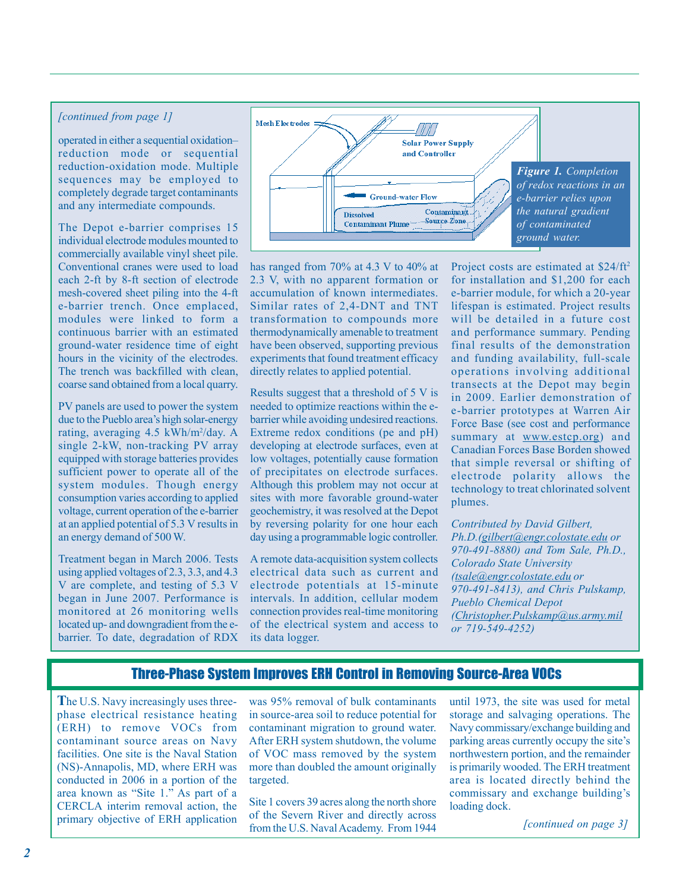*[continued from page 1]*

operated in either a sequential oxidation–reduction mode or sequential reduction-oxidation mode. Multiple sequences may be employed to completely degrade target contaminants and any intermediate compounds.

The Depot e-barrier comprises 15 individual electrode modules mounted to commercially available vinyl sheet pile. Conventional cranes were used to load each 2-ft by 8-ft section of electrode mesh-covered sheet piling into the 4-ft e-barrier trench. Once emplaced, modules were linked to form a continuous barrier with an estimated ground-water residence time of eight hours in the vicinity of the electrodes. The trench was backfilled with clean, coarse sand obtained from a local quarry.

PV panels are used to power the system due to the Pueblo area's high solar-energy rating, averaging 4.5 kWh/m$^2$/day. A single 2-kW, non-tracking PV array equipped with storage batteries provides sufficient power to operate all of the system modules. Though energy consumption varies according to applied voltage, current operation of the e-barrier at an applied potential of 5.3 V results in an energy demand of 500 W.

Treatment began in March 2006. Tests using applied voltages of 2.3, 3.3, and 4.3 V are complete, and testing of 5.3 V began in June 2007. Performance is monitored at 26 monitoring wells located up- and downgradient from the e-barrier. To date, degradation of RDX has ranged from 70% at 4.3 V to 40% at 2.3 V, with no apparent formation or accumulation of known intermediates. Similar rates of 2,4-DNT and TNT transformation to compounds more thermodynamically amenable to treatment have been observed, supporting previous experiments that found treatment efficacy directly relates to applied potential.

Mesh Electrodes

Solar Power Supply and Controller

Ground-water Flow

Dissolved Contaminant Plume

Contaminant Source Zone

***Figure 1.*** *Completion of redox reactions in an e-barrier relies upon the natural gradient of contaminated ground water.*

Results suggest that a threshold of 5 V is needed to optimize reactions within the e-barrier while avoiding undesired reactions. Extreme redox conditions (pe and pH) developing at electrode surfaces, even at low voltages, potentially cause formation of precipitates on electrode surfaces. Although this problem may not occur at sites with more favorable ground-water geochemistry, it was resolved at the Depot by reversing polarity for one hour each day using a programmable logic controller.

A remote data-acquisition system collects electrical data such as current and electrode potentials at 15-minute intervals. In addition, cellular modem connection provides real-time monitoring of the electrical system and access to its data logger.

Project costs are estimated at \$24/ft$^2$ for installation and \$1,200 for each e-barrier module, for which a 20-year lifespan is estimated. Project results will be detailed in a future cost and performance summary. Pending final results of the demonstration and funding availability, full-scale operations involving additional transects at the Depot may begin in 2009. Earlier demonstration of e-barrier prototypes at Warren Air Force Base (see cost and performance summary at www.estcp.org) and Canadian Forces Base Borden showed that simple reversal or shifting of electrode polarity allows the technology to treat chlorinated solvent plumes.

*Contributed by David Gilbert, Ph.D. (gilbert@engr.colostate.edu or 970-491-8880) and Tom Sale, Ph.D., Colorado State University (tsale@engr.colostate.edu or 970-491-8413), and Chris Pulskamp, Pueblo Chemical Depot (Christopher.Pulskamp@us.army.mil or 719-549-4252)*

## Three-Phase System Improves ERH Control in Removing Source-Area VOCs

The U.S. Navy increasingly uses three-phase electrical resistance heating (ERH) to remove VOCs from contaminant source areas on Navy facilities. One site is the Naval Station (NS)-Annapolis, MD, where ERH was conducted in 2006 in a portion of the area known as "Site 1." As part of a CERCLA interim removal action, the primary objective of ERH application was 95% removal of bulk contaminants in source-area soil to reduce potential for contaminant migration to ground water. After ERH system shutdown, the volume of VOC mass removed by the system more than doubled the amount originally targeted.

Site 1 covers 39 acres along the north shore of the Severn River and directly across from the U.S. Naval Academy. From 1944 until 1973, the site was used for metal storage and salvaging operations. The Navy commissary/exchange building and parking areas currently occupy the site's northwestern portion, and the remainder is primarily wooded. The ERH treatment area is located directly behind the commissary and exchange building's loading dock.

*[continued on page 3]*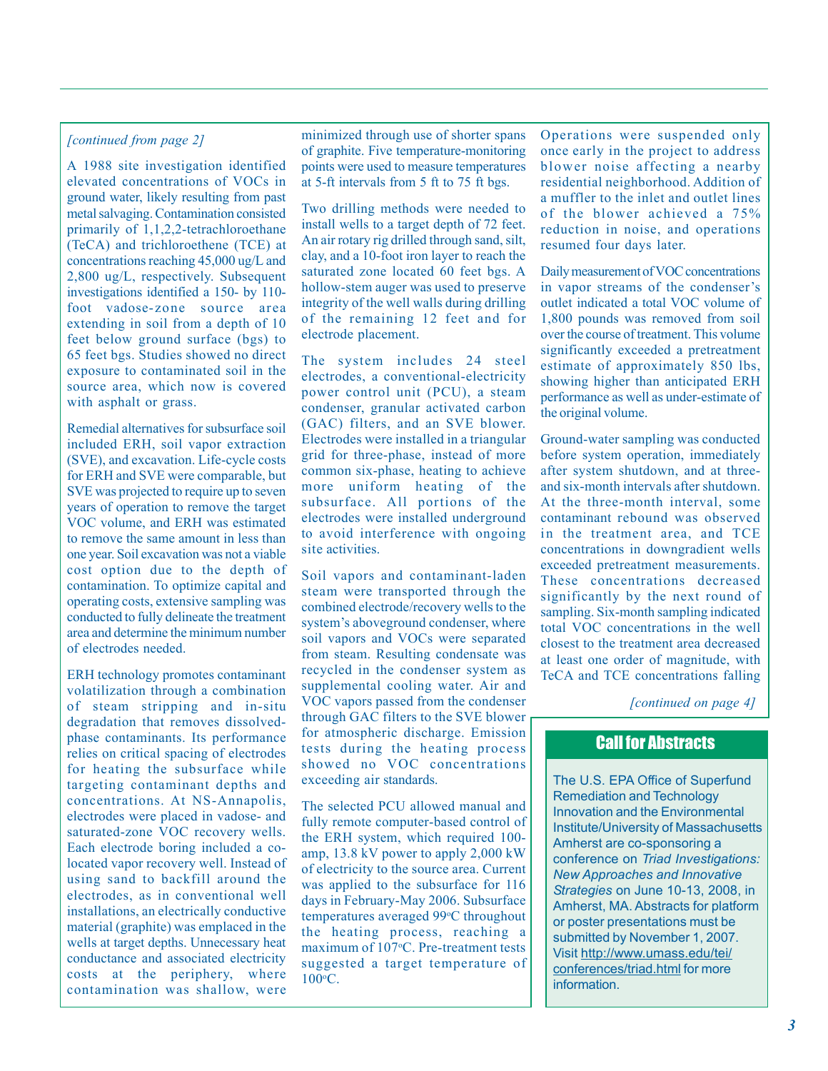*[continued from page 2]*

A 1988 site investigation identified elevated concentrations of VOCs in ground water, likely resulting from past metal salvaging. Contamination consisted primarily of 1,1,2,2-tetrachloroethane (TeCA) and trichloroethene (TCE) at concentrations reaching 45,000 ug/L and 2,800 ug/L, respectively. Subsequent investigations identified a 150- by 110-foot vadose-zone source area extending in soil from a depth of 10 feet below ground surface (bgs) to 65 feet bgs. Studies showed no direct exposure to contaminated soil in the source area, which now is covered with asphalt or grass.

Remedial alternatives for subsurface soil included ERH, soil vapor extraction (SVE), and excavation. Life-cycle costs for ERH and SVE were comparable, but SVE was projected to require up to seven years of operation to remove the target VOC volume, and ERH was estimated to remove the same amount in less than one year. Soil excavation was not a viable cost option due to the depth of contamination. To optimize capital and operating costs, extensive sampling was conducted to fully delineate the treatment area and determine the minimum number of electrodes needed.

ERH technology promotes contaminant volatilization through a combination of steam stripping and in-situ degradation that removes dissolved-phase contaminants. Its performance relies on critical spacing of electrodes for heating the subsurface while targeting contaminant depths and concentrations. At NS-Annapolis, electrodes were placed in vadose- and saturated-zone VOC recovery wells. Each electrode boring included a co-located vapor recovery well. Instead of using sand to backfill around the electrodes, as in conventional well installations, an electrically conductive material (graphite) was emplaced in the wells at target depths. Unnecessary heat conductance and associated electricity costs at the periphery, where contamination was shallow, were minimized through use of shorter spans of graphite. Five temperature-monitoring points were used to measure temperatures at 5-ft intervals from 5 ft to 75 ft bgs.

Two drilling methods were needed to install wells to a target depth of 72 feet. An air rotary rig drilled through sand, silt, clay, and a 10-foot iron layer to reach the saturated zone located 60 feet bgs. A hollow-stem auger was used to preserve integrity of the well walls during drilling of the remaining 12 feet and for electrode placement.

The system includes 24 steel electrodes, a conventional-electricity power control unit (PCU), a steam condenser, granular activated carbon (GAC) filters, and an SVE blower. Electrodes were installed in a triangular grid for three-phase, instead of more common six-phase, heating to achieve more uniform heating of the subsurface. All portions of the electrodes were installed underground to avoid interference with ongoing site activities.

Soil vapors and contaminant-laden steam were transported through the combined electrode/recovery wells to the system's aboveground condenser, where soil vapors and VOCs were separated from steam. Resulting condensate was recycled in the condenser system as supplemental cooling water. Air and VOC vapors passed from the condenser through GAC filters to the SVE blower for atmospheric discharge. Emission tests during the heating process showed no VOC concentrations exceeding air standards.

The selected PCU allowed manual and fully remote computer-based control of the ERH system, which required 100-amp, 13.8 kV power to apply 2,000 kW of electricity to the source area. Current was applied to the subsurface for 116 days in February-May 2006. Subsurface temperatures averaged 99°C throughout the heating process, reaching a maximum of 107°C. Pre-treatment tests suggested a target temperature of 100°C.

Operations were suspended only once early in the project to address blower noise affecting a nearby residential neighborhood. Addition of a muffler to the inlet and outlet lines of the blower achieved a 75% reduction in noise, and operations resumed four days later.

Daily measurement of VOC concentrations in vapor streams of the condenser's outlet indicated a total VOC volume of 1,800 pounds was removed from soil over the course of treatment. This volume significantly exceeded a pretreatment estimate of approximately 850 lbs, showing higher than anticipated ERH performance as well as under-estimate of the original volume.

Ground-water sampling was conducted before system operation, immediately after system shutdown, and at three- and six-month intervals after shutdown. At the three-month interval, some contaminant rebound was observed in the treatment area, and TCE concentrations in downgradient wells exceeded pretreatment measurements. These concentrations decreased significantly by the next round of sampling. Six-month sampling indicated total VOC concentrations in the well closest to the treatment area decreased at least one order of magnitude, with TeCA and TCE concentrations falling

*[continued on page 4]*

## Call for Abstracts

The U.S. EPA Office of Superfund Remediation and Technology Innovation and the Environmental Institute/University of Massachusetts Amherst are co-sponsoring a conference on *Triad Investigations: New Approaches and Innovative Strategies* on June 10-13, 2008, in Amherst, MA. Abstracts for platform or poster presentations must be submitted by November 1, 2007. Visit http://www.umass.edu/tei/conferences/triad.html for more information.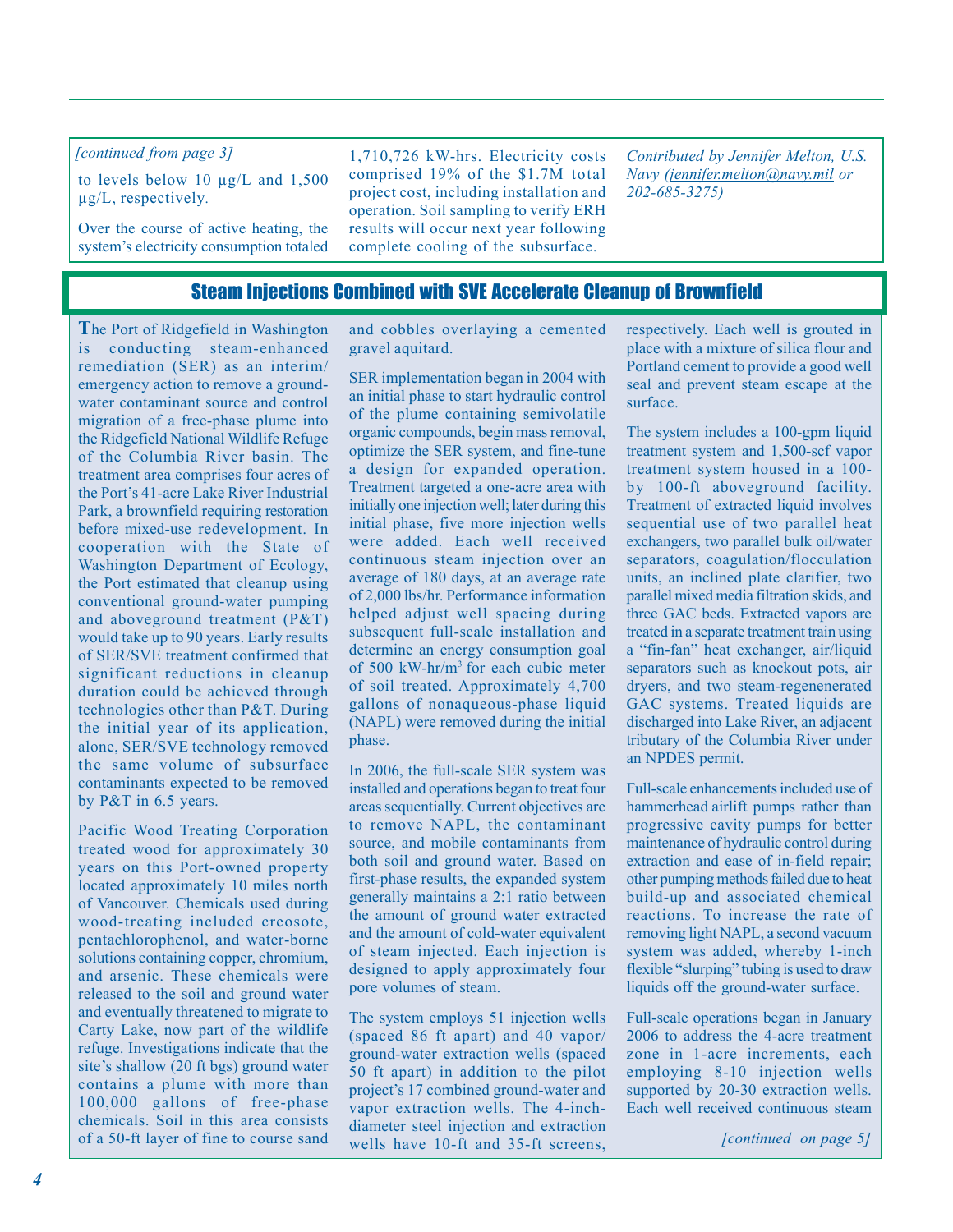*[continued from page 3]*

to levels below 10 µg/L and 1,500 µg/L, respectively.

Over the course of active heating, the system's electricity consumption totaled 1,710,726 kW-hrs. Electricity costs comprised 19% of the $1.7M total project cost, including installation and operation. Soil sampling to verify ERH results will occur next year following complete cooling of the subsurface.

*Contributed by Jennifer Melton, U.S. Navy (jennifer.melton@navy.mil or 202-685-3275)*

## Steam Injections Combined with SVE Accelerate Cleanup of Brownfield

The Port of Ridgefield in Washington is conducting steam-enhanced remediation (SER) as an interim/emergency action to remove a ground-water contaminant source and control migration of a free-phase plume into the Ridgefield National Wildlife Refuge of the Columbia River basin. The treatment area comprises four acres of the Port's 41-acre Lake River Industrial Park, a brownfield requiring restoration before mixed-use redevelopment. In cooperation with the State of Washington Department of Ecology, the Port estimated that cleanup using conventional ground-water pumping and aboveground treatment (P&T) would take up to 90 years. Early results of SER/SVE treatment confirmed that significant reductions in cleanup duration could be achieved through technologies other than P&T. During the initial year of its application, alone, SER/SVE technology removed the same volume of subsurface contaminants expected to be removed by P&T in 6.5 years.

Pacific Wood Treating Corporation treated wood for approximately 30 years on this Port-owned property located approximately 10 miles north of Vancouver. Chemicals used during wood-treating included creosote, pentachlorophenol, and water-borne solutions containing copper, chromium, and arsenic. These chemicals were released to the soil and ground water and eventually threatened to migrate to Carty Lake, now part of the wildlife refuge. Investigations indicate that the site's shallow (20 ft bgs) ground water contains a plume with more than 100,000 gallons of free-phase chemicals. Soil in this area consists of a 50-ft layer of fine to course sand and cobbles overlaying a cemented gravel aquitard.

SER implementation began in 2004 with an initial phase to start hydraulic control of the plume containing semivolatile organic compounds, begin mass removal, optimize the SER system, and fine-tune a design for expanded operation. Treatment targeted a one-acre area with initially one injection well; later during this initial phase, five more injection wells were added. Each well received continuous steam injection over an average of 180 days, at an average rate of 2,000 lbs/hr. Performance information helped adjust well spacing during subsequent full-scale installation and determine an energy consumption goal of 500 kW-hr/m$^3$ for each cubic meter of soil treated. Approximately 4,700 gallons of nonaqueous-phase liquid (NAPL) were removed during the initial phase.

In 2006, the full-scale SER system was installed and operations began to treat four areas sequentially. Current objectives are to remove NAPL, the contaminant source, and mobile contaminants from both soil and ground water. Based on first-phase results, the expanded system generally maintains a 2:1 ratio between the amount of ground water extracted and the amount of cold-water equivalent of steam injected. Each injection is designed to apply approximately four pore volumes of steam.

The system employs 51 injection wells (spaced 86 ft apart) and 40 vapor/ground-water extraction wells (spaced 50 ft apart) in addition to the pilot project's 17 combined ground-water and vapor extraction wells. The 4-inch-diameter steel injection and extraction wells have 10-ft and 35-ft screens, respectively. Each well is grouted in place with a mixture of silica flour and Portland cement to provide a good well seal and prevent steam escape at the surface.

The system includes a 100-gpm liquid treatment system and 1,500-scf vapor treatment system housed in a 100- by 100-ft aboveground facility. Treatment of extracted liquid involves sequential use of two parallel heat exchangers, two parallel bulk oil/water separators, coagulation/flocculation units, an inclined plate clarifier, two parallel mixed media filtration skids, and three GAC beds. Extracted vapors are treated in a separate treatment train using a "fin-fan" heat exchanger, air/liquid separators such as knockout pots, air dryers, and two steam-regenenerated GAC systems. Treated liquids are discharged into Lake River, an adjacent tributary of the Columbia River under an NPDES permit.

Full-scale enhancements included use of hammerhead airlift pumps rather than progressive cavity pumps for better maintenance of hydraulic control during extraction and ease of in-field repair; other pumping methods failed due to heat build-up and associated chemical reactions. To increase the rate of removing light NAPL, a second vacuum system was added, whereby 1-inch flexible "slurping" tubing is used to draw liquids off the ground-water surface.

Full-scale operations began in January 2006 to address the 4-acre treatment zone in 1-acre increments, each employing 8-10 injection wells supported by 20-30 extraction wells. Each well received continuous steam

*[continued on page 5]*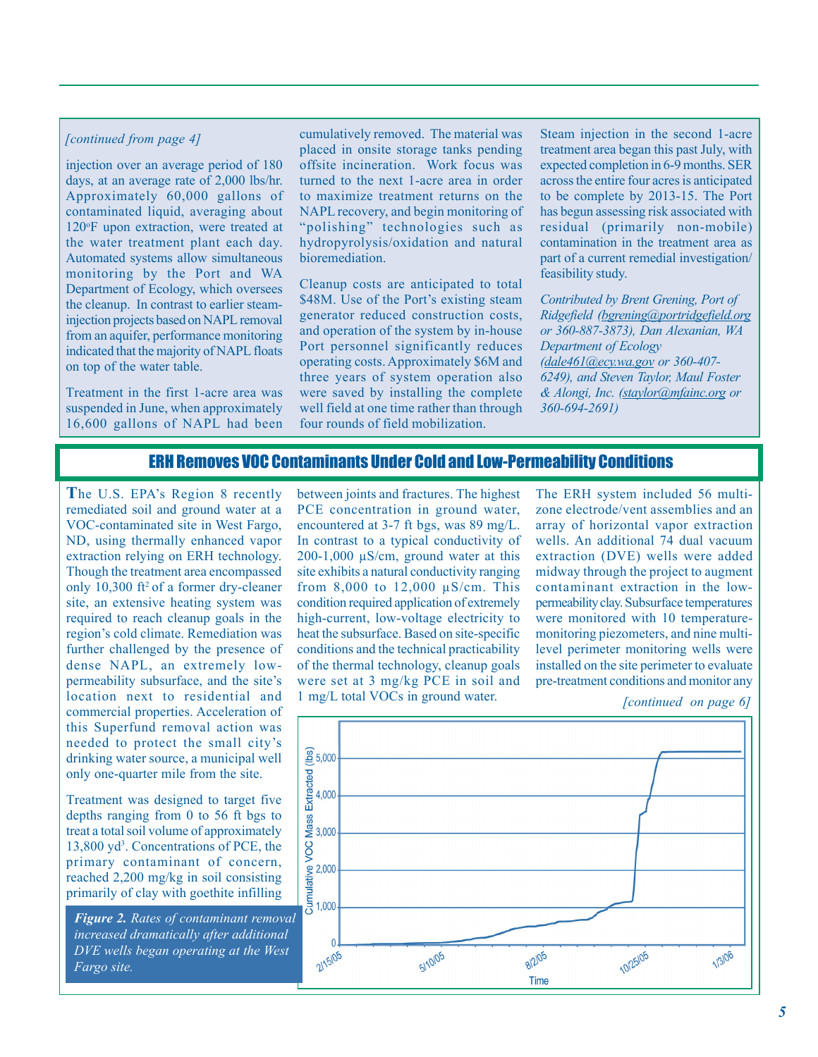*[continued from page 4]*

injection over an average period of 180 days, at an average rate of 2,000 lbs/hr. Approximately 60,000 gallons of contaminated liquid, averaging about 120°F upon extraction, were treated at the water treatment plant each day. Automated systems allow simultaneous monitoring by the Port and WA Department of Ecology, which oversees the cleanup. In contrast to earlier steam-injection projects based on NAPL removal from an aquifer, performance monitoring indicated that the majority of NAPL floats on top of the water table.

Treatment in the first 1-acre area was suspended in June, when approximately 16,600 gallons of NAPL had been cumulatively removed. The material was placed in onsite storage tanks pending offsite incineration. Work focus was turned to the next 1-acre area in order to maximize treatment returns on the NAPL recovery, and begin monitoring of "polishing" technologies such as hydropyrolysis/oxidation and natural bioremediation.

Cleanup costs are anticipated to total \$48M. Use of the Port's existing steam generator reduced construction costs, and operation of the system by in-house Port personnel significantly reduces operating costs. Approximately \$6M and three years of system operation also were saved by installing the complete well field at one time rather than through four rounds of field mobilization.

Steam injection in the second 1-acre treatment area began this past July, with expected completion in 6-9 months. SER across the entire four acres is anticipated to be complete by 2013-15. The Port has begun assessing risk associated with residual (primarily non-mobile) contamination in the treatment area as part of a current remedial investigation/feasibility study.

*Contributed by Brent Grening, Port of Ridgefield (bgrening@portridgefield.org or 360-887-3873), Dan Alexanian, WA Department of Ecology (dale461@ecy.wa.gov or 360-407-6249), and Steven Taylor, Maul Foster & Alongi, Inc. (staylor@mfainc.org or 360-694-2691)*

## ERH Removes VOC Contaminants Under Cold and Low-Permeability Conditions

The U.S. EPA's Region 8 recently remediated soil and ground water at a VOC-contaminated site in West Fargo, ND, using thermally enhanced vapor extraction relying on ERH technology. Though the treatment area encompassed only 10,300 ft$^2$ of a former dry-cleaner site, an extensive heating system was required to reach cleanup goals in the region's cold climate. Remediation was further challenged by the presence of dense NAPL, an extremely low-permeability subsurface, and the site's location next to residential and commercial properties. Acceleration of this Superfund removal action was needed to protect the small city's drinking water source, a municipal well only one-quarter mile from the site.

Treatment was designed to target five depths ranging from 0 to 56 ft bgs to treat a total soil volume of approximately 13,800 yd$^3$. Concentrations of PCE, the primary contaminant of concern, reached 2,200 mg/kg in soil consisting primarily of clay with goethite infilling between joints and fractures. The highest PCE concentration in ground water, encountered at 3-7 ft bgs, was 89 mg/L. In contrast to a typical conductivity of 200-1,000 µS/cm, ground water at this site exhibits a natural conductivity ranging from 8,000 to 12,000 µS/cm. This condition required application of extremely high-current, low-voltage electricity to heat the subsurface. Based on site-specific conditions and the technical practicability of the thermal technology, cleanup goals were set at 3 mg/kg PCE in soil and 1 mg/L total VOCs in ground water.

The ERH system included 56 multi-zone electrode/vent assemblies and an array of horizontal vapor extraction wells. An additional 74 dual vacuum extraction (DVE) wells were added midway through the project to augment contaminant extraction in the low-permeability clay. Subsurface temperatures were monitored with 10 temperature-monitoring piezometers, and nine multi-level perimeter monitoring wells were installed on the site perimeter to evaluate pre-treatment conditions and monitor any

*[continued on page 6]*

*Figure 2. Rates of contaminant removal increased dramatically after additional DVE wells began operating at the West Fargo site.*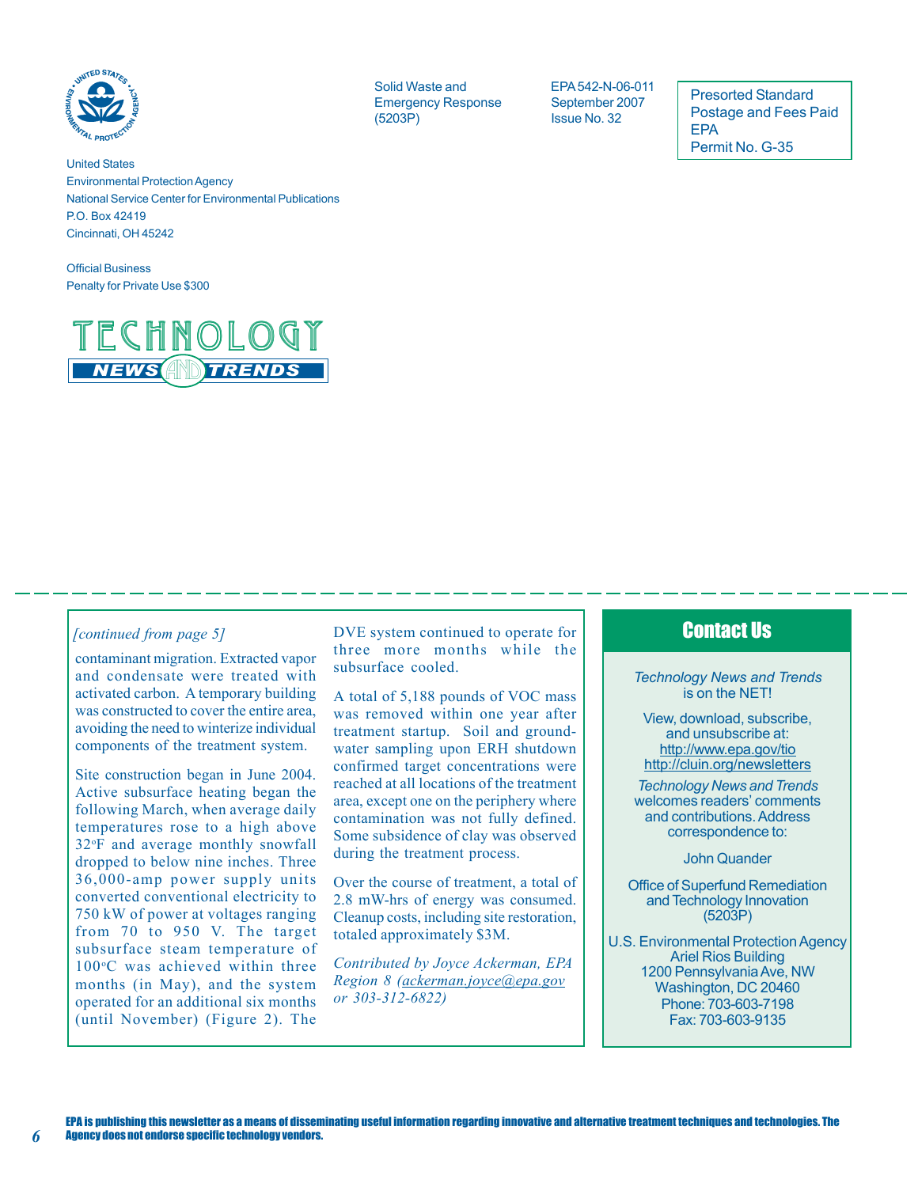United States
Environmental Protection Agency
National Service Center for Environmental Publications
P.O. Box 42419
Cincinnati, OH 45242

Official Business
Penalty for Private Use $300

Solid Waste and
Emergency Response
(5203P)

EPA 542-N-06-011
September 2007
Issue No. 32

Presorted Standard
Postage and Fees Paid
EPA
Permit No. G-35

# TECHNOLOGY NEWS AND TRENDS

*[continued from page 5]*

contaminant migration. Extracted vapor and condensate were treated with activated carbon. A temporary building was constructed to cover the entire area, avoiding the need to winterize individual components of the treatment system.

Site construction began in June 2004. Active subsurface heating began the following March, when average daily temperatures rose to a high above 32°F and average monthly snowfall dropped to below nine inches. Three 36,000-amp power supply units converted conventional electricity to 750 kW of power at voltages ranging from 70 to 950 V. The target subsurface steam temperature of 100°C was achieved within three months (in May), and the system operated for an additional six months (until November) (Figure 2). The DVE system continued to operate for three more months while the subsurface cooled.

A total of 5,188 pounds of VOC mass was removed within one year after treatment startup. Soil and groundwater sampling upon ERH shutdown confirmed target concentrations were reached at all locations of the treatment area, except one on the periphery where contamination was not fully defined. Some subsidence of clay was observed during the treatment process.

Over the course of treatment, a total of 2.8 mW-hrs of energy was consumed. Cleanup costs, including site restoration, totaled approximately $3M.

*Contributed by Joyce Ackerman, EPA Region 8 (ackerman.joyce@epa.gov or 303-312-6822)*

## Contact Us

*Technology News and Trends* is on the NET!

View, download, subscribe, and unsubscribe at:
http://www.epa.gov/tio
http://cluin.org/newsletters

*Technology News and Trends* welcomes readers' comments and contributions. Address correspondence to:

John Quander

Office of Superfund Remediation and Technology Innovation
(5203P)

U.S. Environmental Protection Agency
Ariel Rios Building
1200 Pennsylvania Ave, NW
Washington, DC 20460
Phone: 703-603-7198
Fax: 703-603-9135

**EPA is publishing this newsletter as a means of disseminating useful information regarding innovative and alternative treatment techniques and technologies. The Agency does not endorse specific technology vendors.**